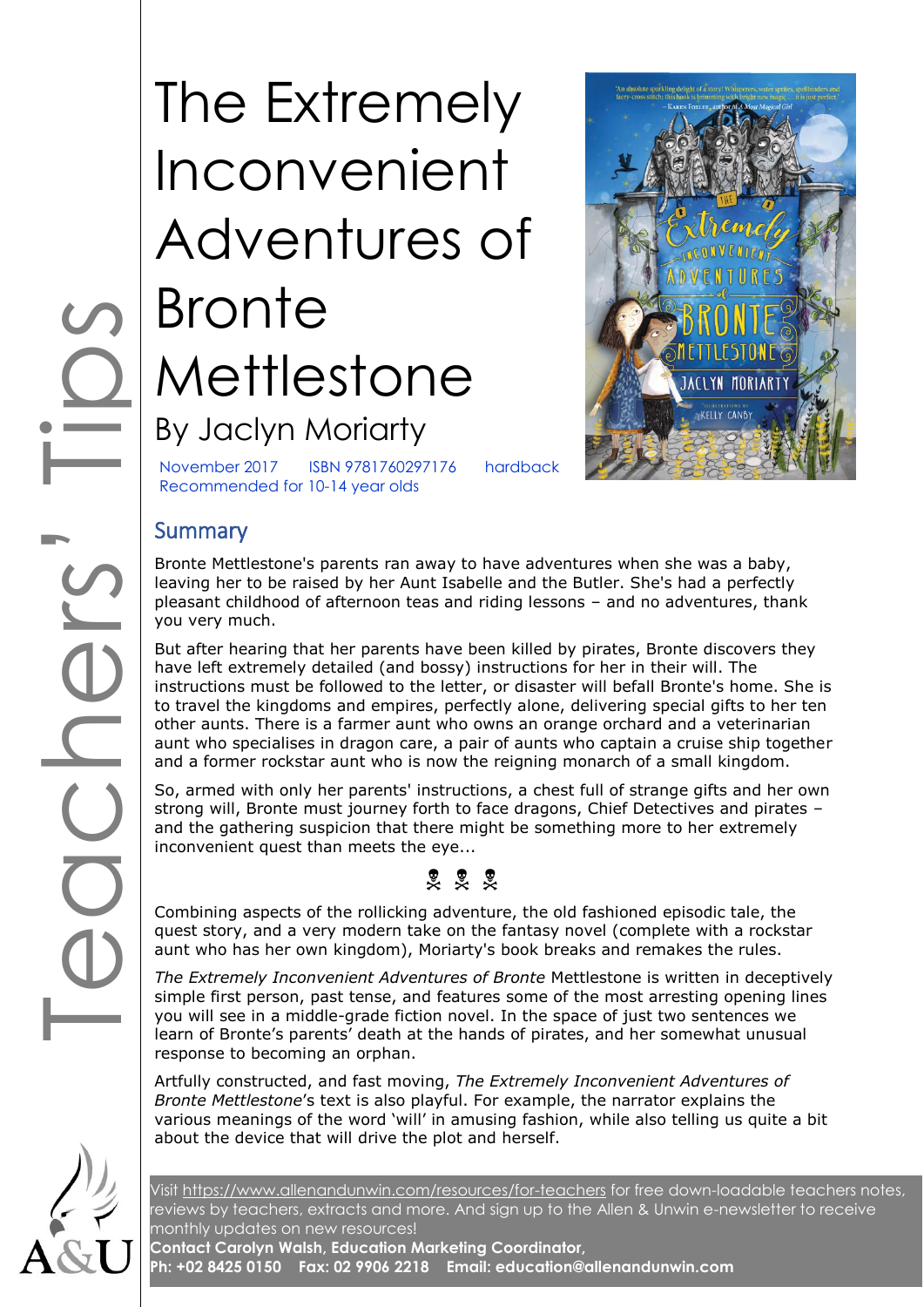Teachers' Tips

# The Extremely Inconvenient Adventures of Bronte Mettlestone

## By Jaclyn Moriarty

November 2017 ISBN 9781760297176 hardback
Recommended for 10-14 year olds

## Summary

Bronte Mettlestone's parents ran away to have adventures when she was a baby, leaving her to be raised by her Aunt Isabelle and the Butler. She's had a perfectly pleasant childhood of afternoon teas and riding lessons – and no adventures, thank you very much.

But after hearing that her parents have been killed by pirates, Bronte discovers they have left extremely detailed (and bossy) instructions for her in their will. The instructions must be followed to the letter, or disaster will befall Bronte's home. She is to travel the kingdoms and empires, perfectly alone, delivering special gifts to her ten other aunts. There is a farmer aunt who owns an orange orchard and a veterinarian aunt who specialises in dragon care, a pair of aunts who captain a cruise ship together and a former rockstar aunt who is now the reigning monarch of a small kingdom.

So, armed with only her parents' instructions, a chest full of strange gifts and her own strong will, Bronte must journey forth to face dragons, Chief Detectives and pirates – and the gathering suspicion that there might be something more to her extremely inconvenient quest than meets the eye...

☠ ☠ ☠

Combining aspects of the rollicking adventure, the old fashioned episodic tale, the quest story, and a very modern take on the fantasy novel (complete with a rockstar aunt who has her own kingdom), Moriarty's book breaks and remakes the rules.

*The Extremely Inconvenient Adventures of Bronte* Mettlestone is written in deceptively simple first person, past tense, and features some of the most arresting opening lines you will see in a middle-grade fiction novel. In the space of just two sentences we learn of Bronte's parents' death at the hands of pirates, and her somewhat unusual response to becoming an orphan.

Artfully constructed, and fast moving, *The Extremely Inconvenient Adventures of Bronte Mettlestone*'s text is also playful. For example, the narrator explains the various meanings of the word 'will' in amusing fashion, while also telling us quite a bit about the device that will drive the plot and herself.

Visit https://www.allenandunwin.com/resources/for-teachers for free down-loadable teachers notes, reviews by teachers, extracts and more. And sign up to the Allen & Unwin e-newsletter to receive monthly updates on new resources!

**Contact Carolyn Walsh, Education Marketing Coordinator,**
**Ph: +02 8425 0150 Fax: 02 9906 2218 Email: education@allenandunwin.com**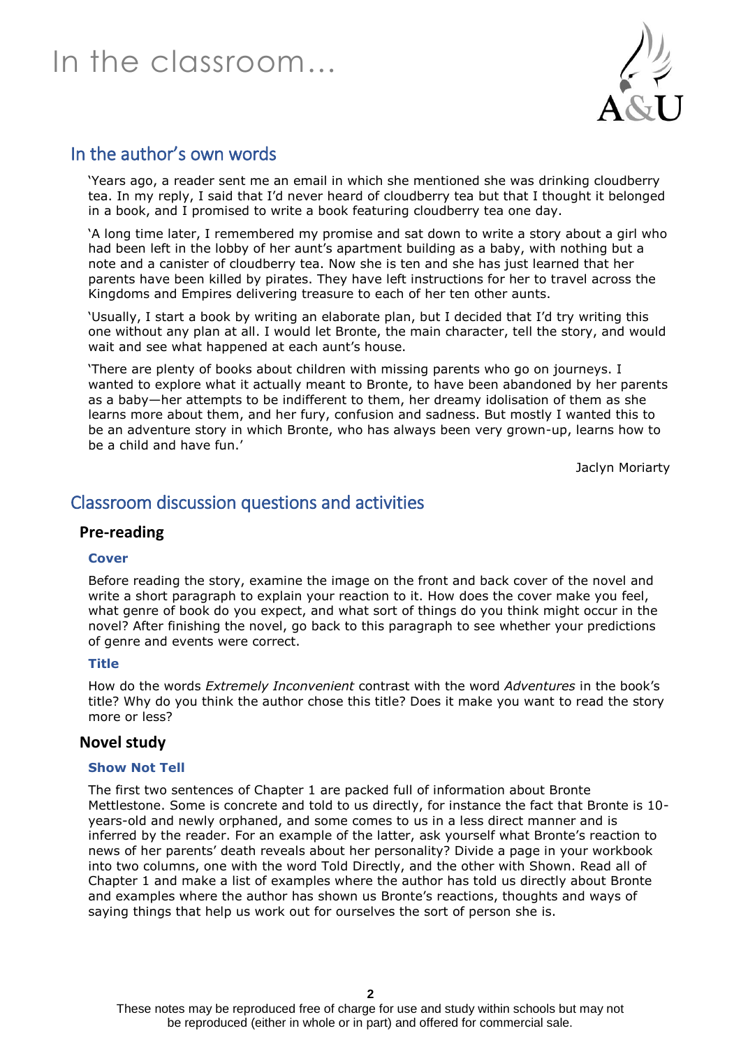# In the classroom...

## In the author's own words

'Years ago, a reader sent me an email in which she mentioned she was drinking cloudberry tea. In my reply, I said that I'd never heard of cloudberry tea but that I thought it belonged in a book, and I promised to write a book featuring cloudberry tea one day.

'A long time later, I remembered my promise and sat down to write a story about a girl who had been left in the lobby of her aunt's apartment building as a baby, with nothing but a note and a canister of cloudberry tea. Now she is ten and she has just learned that her parents have been killed by pirates. They have left instructions for her to travel across the Kingdoms and Empires delivering treasure to each of her ten other aunts.

'Usually, I start a book by writing an elaborate plan, but I decided that I'd try writing this one without any plan at all. I would let Bronte, the main character, tell the story, and would wait and see what happened at each aunt's house.

'There are plenty of books about children with missing parents who go on journeys. I wanted to explore what it actually meant to Bronte, to have been abandoned by her parents as a baby—her attempts to be indifferent to them, her dreamy idolisation of them as she learns more about them, and her fury, confusion and sadness. But mostly I wanted this to be an adventure story in which Bronte, who has always been very grown-up, learns how to be a child and have fun.'

Jaclyn Moriarty

## Classroom discussion questions and activities

### Pre-reading

#### Cover

Before reading the story, examine the image on the front and back cover of the novel and write a short paragraph to explain your reaction to it. How does the cover make you feel, what genre of book do you expect, and what sort of things do you think might occur in the novel? After finishing the novel, go back to this paragraph to see whether your predictions of genre and events were correct.

#### Title

How do the words *Extremely Inconvenient* contrast with the word *Adventures* in the book's title? Why do you think the author chose this title? Does it make you want to read the story more or less?

### Novel study

#### Show Not Tell

The first two sentences of Chapter 1 are packed full of information about Bronte Mettlestone. Some is concrete and told to us directly, for instance the fact that Bronte is 10-years-old and newly orphaned, and some comes to us in a less direct manner and is inferred by the reader. For an example of the latter, ask yourself what Bronte's reaction to news of her parents' death reveals about her personality? Divide a page in your workbook into two columns, one with the word Told Directly, and the other with Shown. Read all of Chapter 1 and make a list of examples where the author has told us directly about Bronte and examples where the author has shown us Bronte's reactions, thoughts and ways of saying things that help us work out for ourselves the sort of person she is.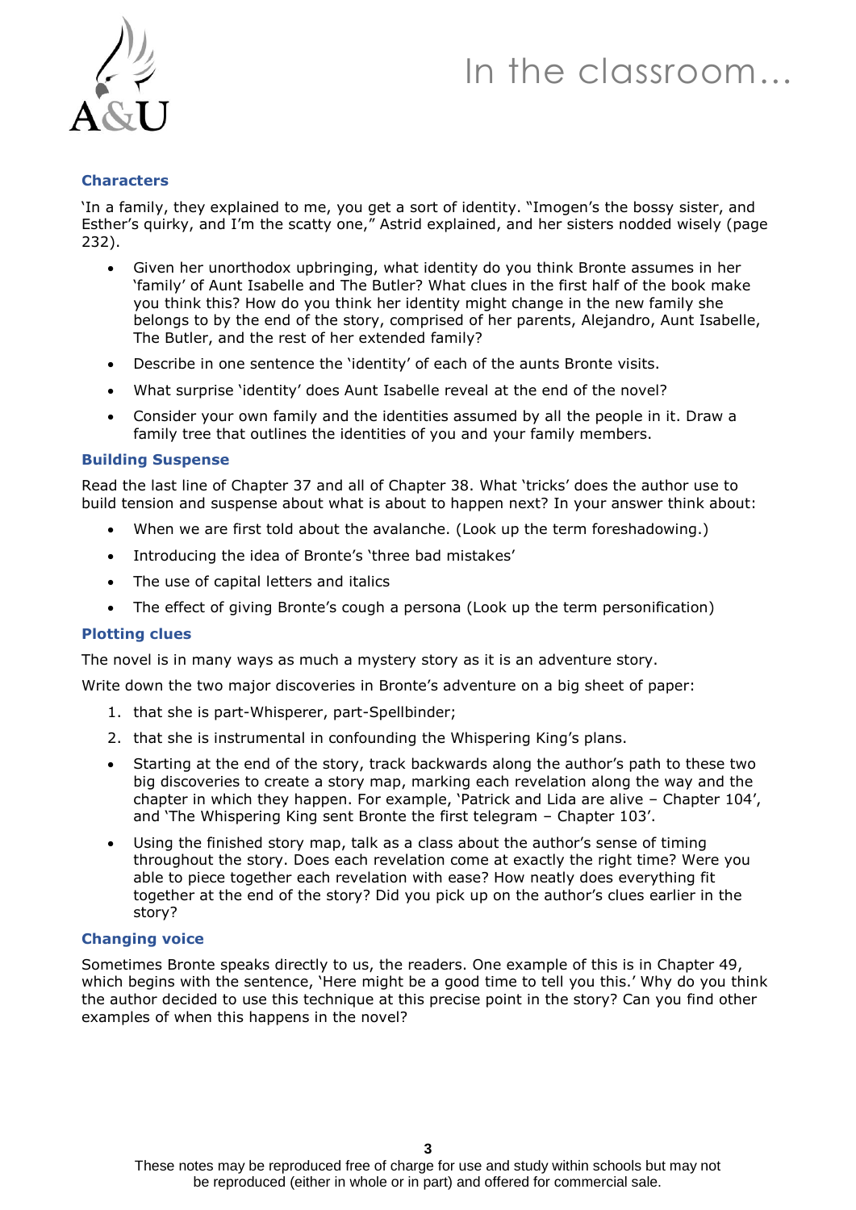## Characters

'In a family, they explained to me, you get a sort of identity. "Imogen's the bossy sister, and Esther's quirky, and I'm the scatty one," Astrid explained, and her sisters nodded wisely (page 232).

- Given her unorthodox upbringing, what identity do you think Bronte assumes in her 'family' of Aunt Isabelle and The Butler? What clues in the first half of the book make you think this? How do you think her identity might change in the new family she belongs to by the end of the story, comprised of her parents, Alejandro, Aunt Isabelle, The Butler, and the rest of her extended family?
- Describe in one sentence the 'identity' of each of the aunts Bronte visits.
- What surprise 'identity' does Aunt Isabelle reveal at the end of the novel?
- Consider your own family and the identities assumed by all the people in it. Draw a family tree that outlines the identities of you and your family members.

## Building Suspense

Read the last line of Chapter 37 and all of Chapter 38. What 'tricks' does the author use to build tension and suspense about what is about to happen next? In your answer think about:

- When we are first told about the avalanche. (Look up the term foreshadowing.)
- Introducing the idea of Bronte's 'three bad mistakes'
- The use of capital letters and italics
- The effect of giving Bronte's cough a persona (Look up the term personification)

## Plotting clues

The novel is in many ways as much a mystery story as it is an adventure story.

Write down the two major discoveries in Bronte's adventure on a big sheet of paper:

1. that she is part-Whisperer, part-Spellbinder;
2. that she is instrumental in confounding the Whispering King's plans.

- Starting at the end of the story, track backwards along the author's path to these two big discoveries to create a story map, marking each revelation along the way and the chapter in which they happen. For example, 'Patrick and Lida are alive – Chapter 104', and 'The Whispering King sent Bronte the first telegram – Chapter 103'.
- Using the finished story map, talk as a class about the author's sense of timing throughout the story. Does each revelation come at exactly the right time? Were you able to piece together each revelation with ease? How neatly does everything fit together at the end of the story? Did you pick up on the author's clues earlier in the story?

## Changing voice

Sometimes Bronte speaks directly to us, the readers. One example of this is in Chapter 49, which begins with the sentence, 'Here might be a good time to tell you this.' Why do you think the author decided to use this technique at this precise point in the story? Can you find other examples of when this happens in the novel?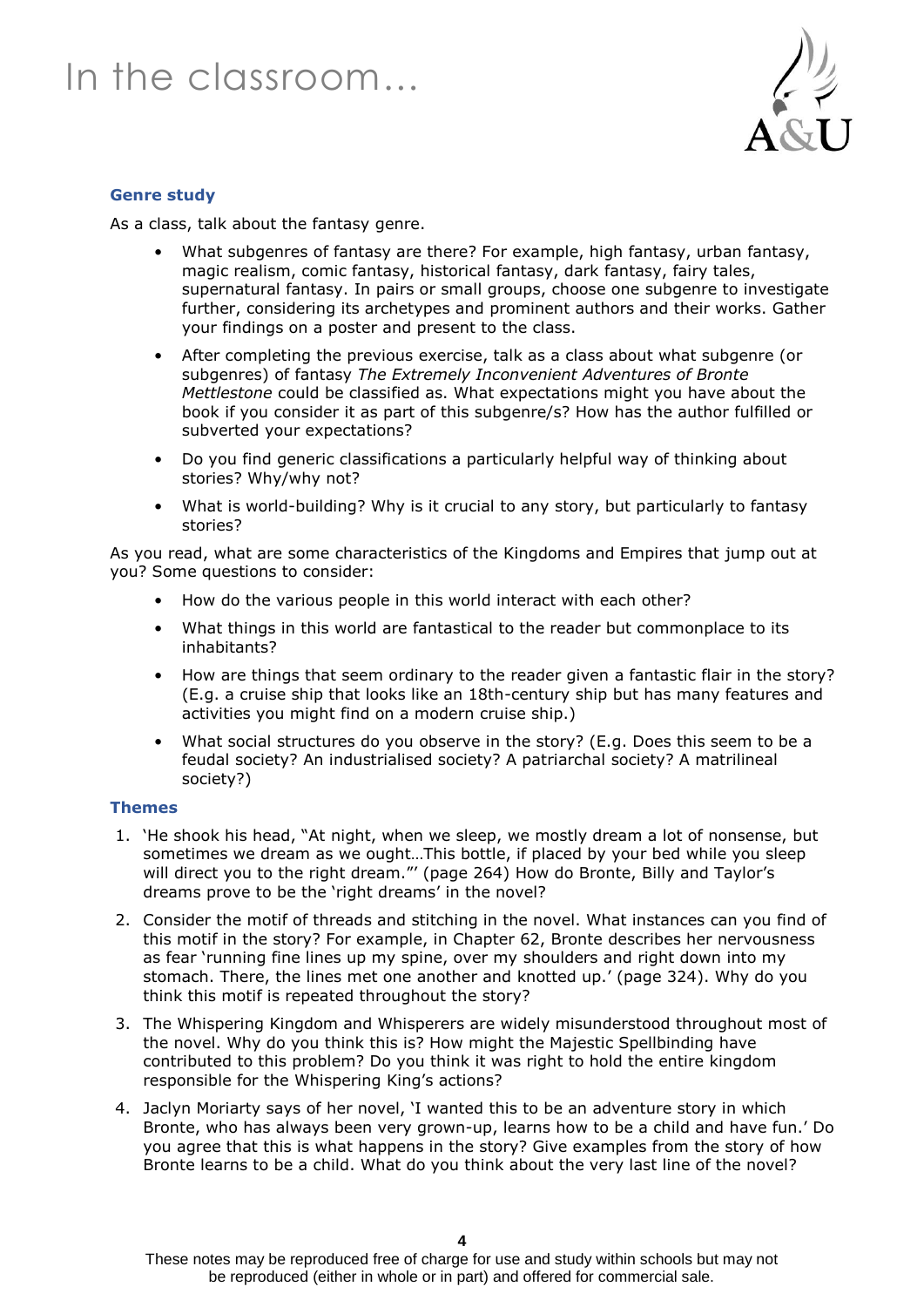# In the classroom…

### Genre study

As a class, talk about the fantasy genre.

- What subgenres of fantasy are there? For example, high fantasy, urban fantasy, magic realism, comic fantasy, historical fantasy, dark fantasy, fairy tales, supernatural fantasy. In pairs or small groups, choose one subgenre to investigate further, considering its archetypes and prominent authors and their works. Gather your findings on a poster and present to the class.
- After completing the previous exercise, talk as a class about what subgenre (or subgenres) of fantasy *The Extremely Inconvenient Adventures of Bronte Mettlestone* could be classified as. What expectations might you have about the book if you consider it as part of this subgenre/s? How has the author fulfilled or subverted your expectations?
- Do you find generic classifications a particularly helpful way of thinking about stories? Why/why not?
- What is world-building? Why is it crucial to any story, but particularly to fantasy stories?

As you read, what are some characteristics of the Kingdoms and Empires that jump out at you? Some questions to consider:

- How do the various people in this world interact with each other?
- What things in this world are fantastical to the reader but commonplace to its inhabitants?
- How are things that seem ordinary to the reader given a fantastic flair in the story? (E.g. a cruise ship that looks like an 18th-century ship but has many features and activities you might find on a modern cruise ship.)
- What social structures do you observe in the story? (E.g. Does this seem to be a feudal society? An industrialised society? A patriarchal society? A matrilineal society?)

### Themes

1. 'He shook his head, "At night, when we sleep, we mostly dream a lot of nonsense, but sometimes we dream as we ought…This bottle, if placed by your bed while you sleep will direct you to the right dream."' (page 264) How do Bronte, Billy and Taylor's dreams prove to be the 'right dreams' in the novel?
2. Consider the motif of threads and stitching in the novel. What instances can you find of this motif in the story? For example, in Chapter 62, Bronte describes her nervousness as fear 'running fine lines up my spine, over my shoulders and right down into my stomach. There, the lines met one another and knotted up.' (page 324). Why do you think this motif is repeated throughout the story?
3. The Whispering Kingdom and Whisperers are widely misunderstood throughout most of the novel. Why do you think this is? How might the Majestic Spellbinding have contributed to this problem? Do you think it was right to hold the entire kingdom responsible for the Whispering King's actions?
4. Jaclyn Moriarty says of her novel, 'I wanted this to be an adventure story in which Bronte, who has always been very grown-up, learns how to be a child and have fun.' Do you agree that this is what happens in the story? Give examples from the story of how Bronte learns to be a child. What do you think about the very last line of the novel?

These notes may be reproduced free of charge for use and study within schools but may not be reproduced (either in whole or in part) and offered for commercial sale.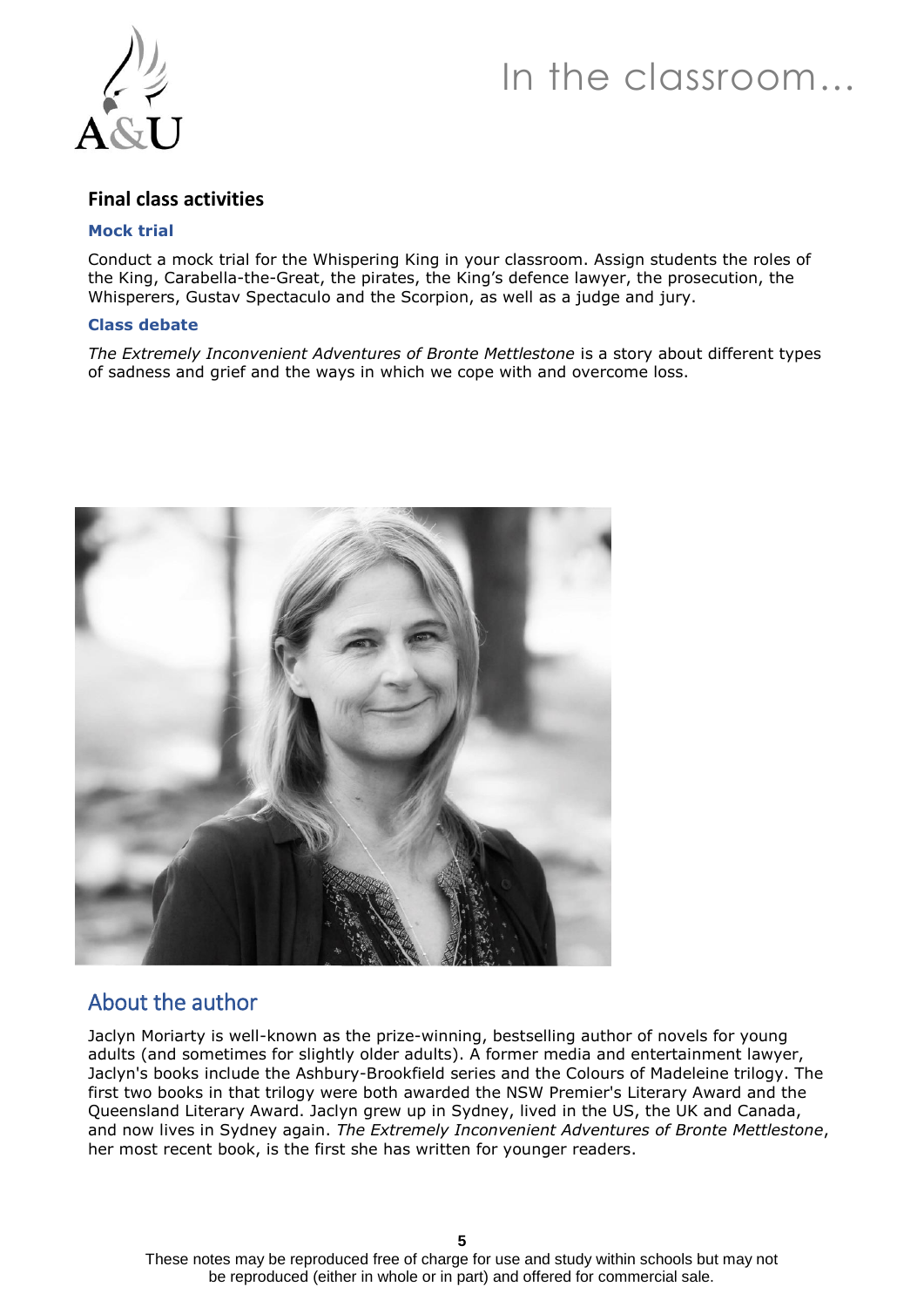## Final class activities

### Mock trial

Conduct a mock trial for the Whispering King in your classroom. Assign students the roles of the King, Carabella-the-Great, the pirates, the King's defence lawyer, the prosecution, the Whisperers, Gustav Spectaculo and the Scorpion, as well as a judge and jury.

### Class debate

*The Extremely Inconvenient Adventures of Bronte Mettlestone* is a story about different types of sadness and grief and the ways in which we cope with and overcome loss.

## About the author

Jaclyn Moriarty is well-known as the prize-winning, bestselling author of novels for young adults (and sometimes for slightly older adults). A former media and entertainment lawyer, Jaclyn's books include the Ashbury-Brookfield series and the Colours of Madeleine trilogy. The first two books in that trilogy were both awarded the NSW Premier's Literary Award and the Queensland Literary Award. Jaclyn grew up in Sydney, lived in the US, the UK and Canada, and now lives in Sydney again. *The Extremely Inconvenient Adventures of Bronte Mettlestone*, her most recent book, is the first she has written for younger readers.

These notes may be reproduced free of charge for use and study within schools but may not be reproduced (either in whole or in part) and offered for commercial sale.